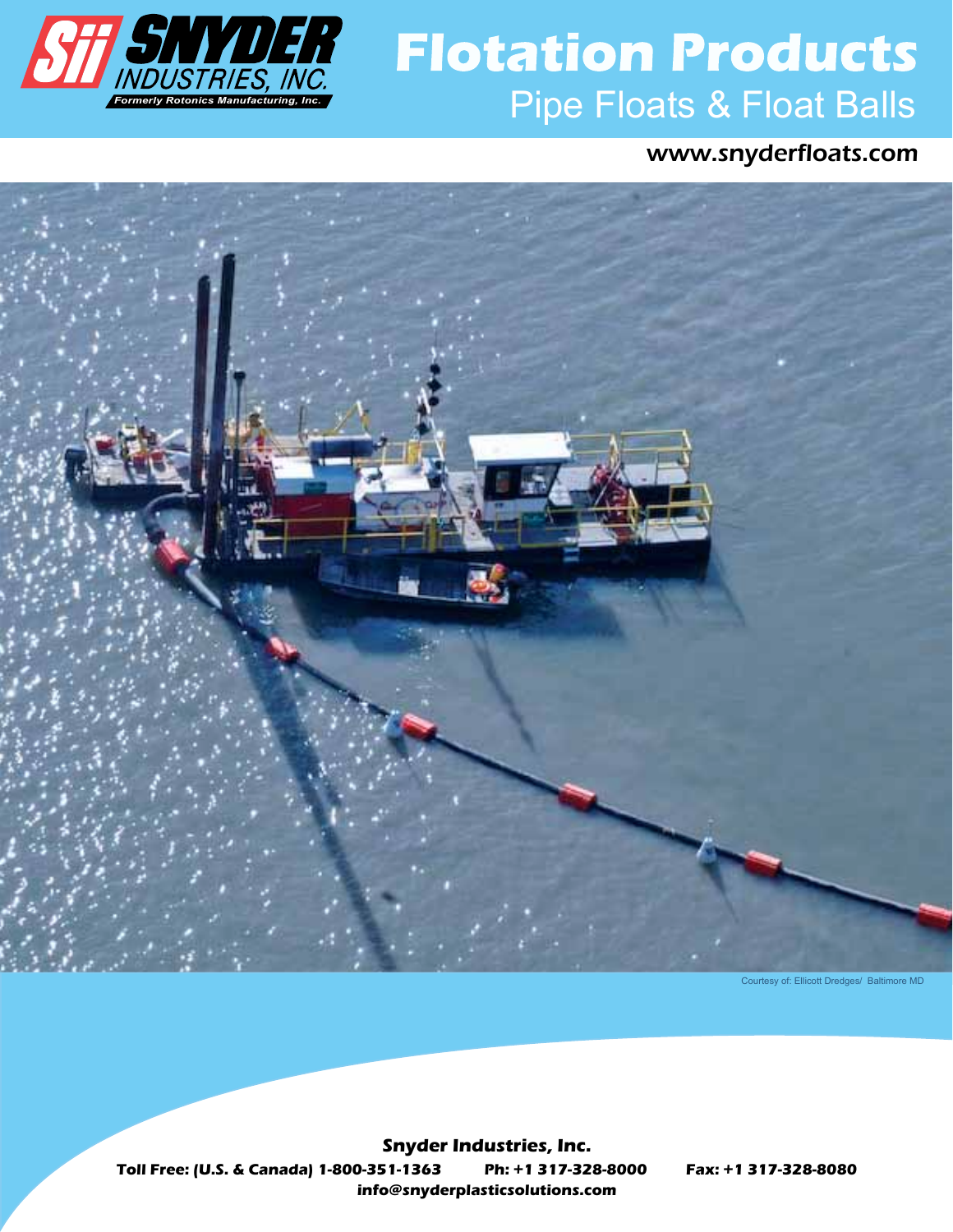**SNYDER INDUSTRIES, INC.**

*Formerly Rotonics Manufacturing, Inc.*

# Flotation Products

## Pipe Floats & Float Balls

www.snyderfloats.com

Courtesy of: Ellicott Dredges/ Baltimore MD

**Snyder Industries, Inc.**

**Toll Free: (U.S. & Canada) 1-800-351-1363 Ph: +1 317-328-8000 Fax: +1 317-328-8080**

**info@snyderplasticsolutions.com**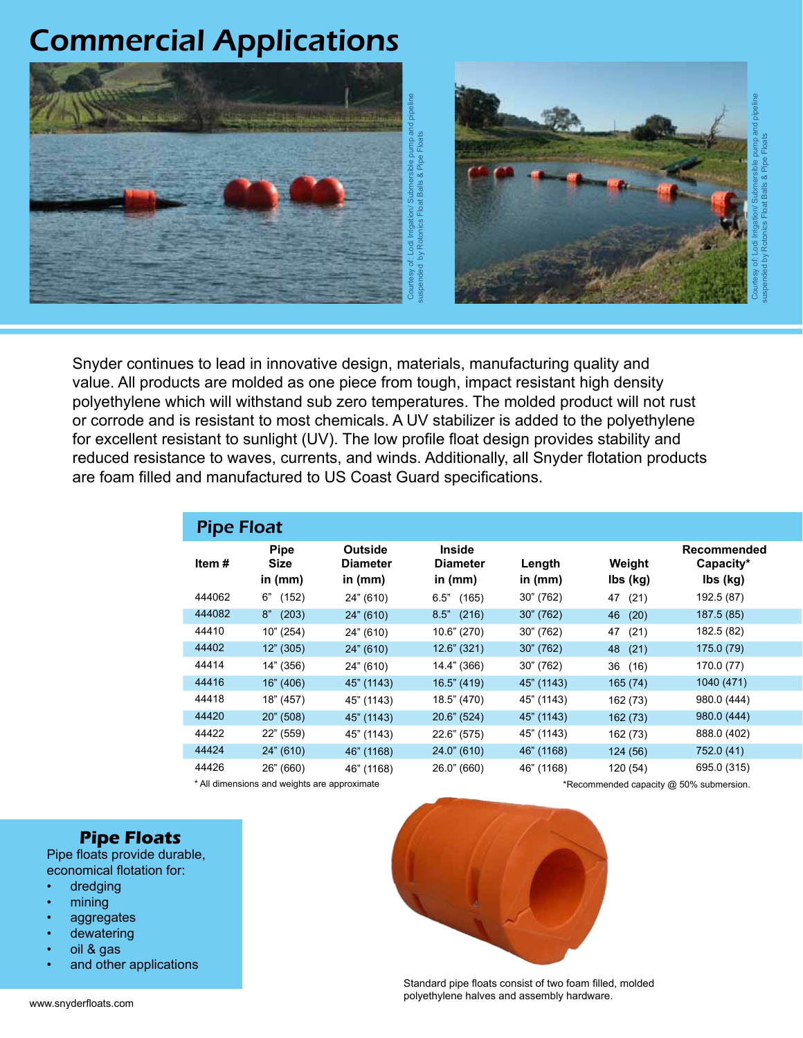# Commercial Applications

Courtesy of: Lodi Irrigation/ Submersible pump and pipeline suspended by Rotonics Float Balls & Pipe Floats

Courtesy of: Lodi Irrigation/ Submersible pump and pipeline suspended by Rotonics Float Balls & Pipe Floats

Snyder continues to lead in innovative design, materials, manufacturing quality and value. All products are molded as one piece from tough, impact resistant high density polyethylene which will withstand sub zero temperatures. The molded product will not rust or corrode and is resistant to most chemicals. A UV stabilizer is added to the polyethylene for excellent resistant to sunlight (UV). The low profile float design provides stability and reduced resistance to waves, currents, and winds. Additionally, all Snyder flotation products are foam filled and manufactured to US Coast Guard specifications.

## Pipe Float

| Item # | Pipe Size in (mm) | Outside Diameter in (mm) | Inside Diameter in (mm) | Length in (mm) | Weight lbs (kg) | Recommended Capacity* lbs (kg) |
|---|---|---|---|---|---|---|
| 444062 | 6" (152) | 24" (610) | 6.5" (165) | 30" (762) | 47 (21) | 192.5 (87) |
| 444082 | 8" (203) | 24" (610) | 8.5" (216) | 30" (762) | 46 (20) | 187.5 (85) |
| 44410 | 10" (254) | 24" (610) | 10.6" (270) | 30" (762) | 47 (21) | 182.5 (82) |
| 44402 | 12" (305) | 24" (610) | 12.6" (321) | 30" (762) | 48 (21) | 175.0 (79) |
| 44414 | 14" (356) | 24" (610) | 14.4" (366) | 30" (762) | 36 (16) | 170.0 (77) |
| 44416 | 16" (406) | 45" (1143) | 16.5" (419) | 45" (1143) | 165 (74) | 1040 (471) |
| 44418 | 18" (457) | 45" (1143) | 18.5" (470) | 45" (1143) | 162 (73) | 980.0 (444) |
| 44420 | 20" (508) | 45" (1143) | 20.6" (524) | 45" (1143) | 162 (73) | 980.0 (444) |
| 44422 | 22" (559) | 45" (1143) | 22.6" (575) | 45" (1143) | 162 (73) | 888.0 (402) |
| 44424 | 24" (610) | 46" (1168) | 24.0" (610) | 46" (1168) | 124 (56) | 752.0 (41) |
| 44426 | 26" (660) | 46" (1168) | 26.0" (660) | 46" (1168) | 120 (54) | 695.0 (315) |

* All dimensions and weights are approximate

*Recommended capacity @ 50% submersion.

### Pipe Floats

Pipe floats provide durable, economical flotation for:

- dredging
- mining
- aggregates
- dewatering
- oil & gas
- and other applications

Standard pipe floats consist of two foam filled, molded polyethylene halves and assembly hardware.

www.snyderfloats.com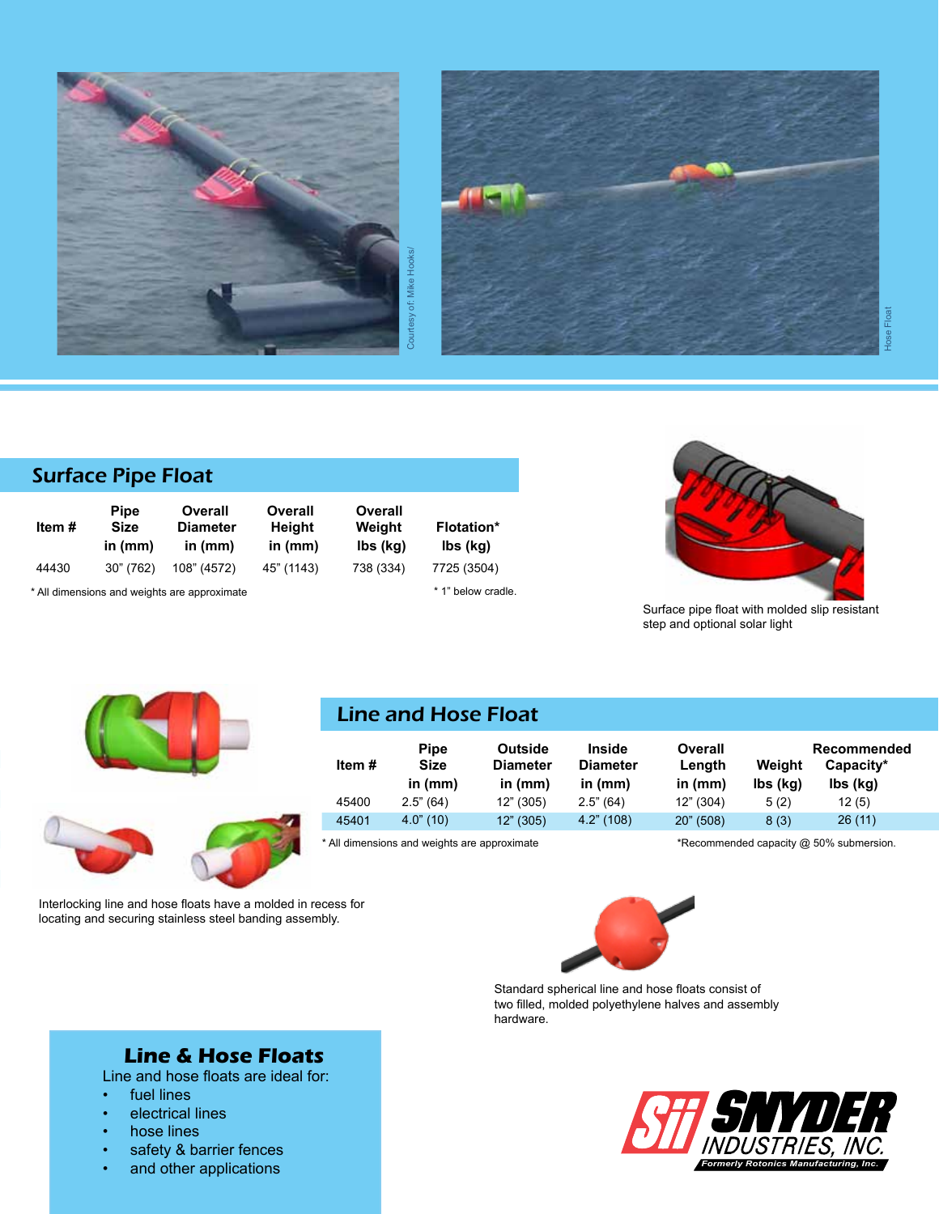Courtesy of: Mike Hooks/

Hose Float

## Surface Pipe Float

| Item # | Pipe Size in (mm) | Overall Diameter in (mm) | Overall Height in (mm) | Overall Weight lbs (kg) | Flotation* lbs (kg) |
|---|---|---|---|---|---|
| 44430 | 30" (762) | 108" (4572) | 45" (1143) | 738 (334) | 7725 (3504) |

\* All dimensions and weights are approximate

\* 1" below cradle.

Surface pipe float with molded slip resistant step and optional solar light

## Line and Hose Float

| Item # | Pipe Size in (mm) | Outside Diameter in (mm) | Inside Diameter in (mm) | Overall Length in (mm) | Weight lbs (kg) | Recommended Capacity* lbs (kg) |
|---|---|---|---|---|---|---|
| 45400 | 2.5" (64) | 12" (305) | 2.5" (64) | 12" (304) | 5 (2) | 12 (5) |
| 45401 | 4.0" (10) | 12" (305) | 4.2" (108) | 20" (508) | 8 (3) | 26 (11) |

\* All dimensions and weights are approximate

*Recommended capacity @ 50% submersion.

Interlocking line and hose floats have a molded in recess for locating and securing stainless steel banding assembly.

Standard spherical line and hose floats consist of two filled, molded polyethylene halves and assembly hardware.

### Line & Hose Floats

Line and hose floats are ideal for:

- fuel lines
- electrical lines
- hose lines
- safety & barrier fences
- and other applications

Sii SNYDER INDUSTRIES, INC.
Formerly Rotonics Manufacturing, Inc.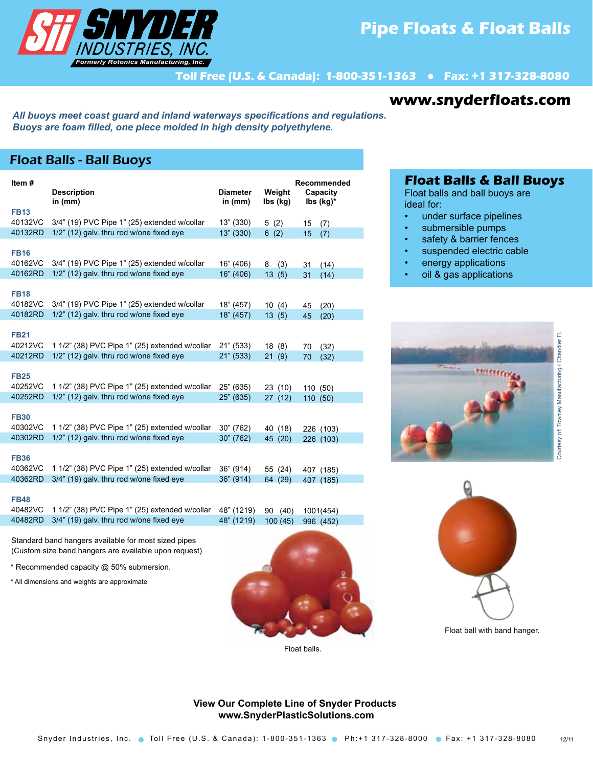# Pipe Floats & Float Balls

Toll Free (U.S. & Canada): 1-800-351-1363 • Fax: +1 317-328-8080

www.snyderfloats.com

*All buoys meet coast guard and inland waterways specifications and regulations.*
*Buoys are foam filled, one piece molded in high density polyethylene.*

## Float Balls - Ball Buoys

| Item # | Description in (mm) | Diameter in (mm) | Weight lbs (kg) | Recommended Capacity lbs (kg)* |
|---|---|---|---|---|
| **FB13** | | | | |
| 40132VC | 3/4" (19) PVC Pipe 1" (25) extended w/collar | 13" (330) | 5 (2) | 15 (7) |
| 40132RD | 1/2" (12) galv. thru rod w/one fixed eye | 13" (330) | 6 (2) | 15 (7) |
| **FB16** | | | | |
| 40162VC | 3/4" (19) PVC Pipe 1" (25) extended w/collar | 16" (406) | 8 (3) | 31 (14) |
| 40162RD | 1/2" (12) galv. thru rod w/one fixed eye | 16" (406) | 13 (5) | 31 (14) |
| **FB18** | | | | |
| 40182VC | 3/4" (19) PVC Pipe 1" (25) extended w/collar | 18" (457) | 10 (4) | 45 (20) |
| 40182RD | 1/2" (12) galv. thru rod w/one fixed eye | 18" (457) | 13 (5) | 45 (20) |
| **FB21** | | | | |
| 40212VC | 1 1/2" (38) PVC Pipe 1" (25) extended w/collar | 21" (533) | 18 (8) | 70 (32) |
| 40212RD | 1/2" (12) galv. thru rod w/one fixed eye | 21" (533) | 21 (9) | 70 (32) |
| **FB25** | | | | |
| 40252VC | 1 1/2" (38) PVC Pipe 1" (25) extended w/collar | 25" (635) | 23 (10) | 110 (50) |
| 40252RD | 1/2" (12) galv. thru rod w/one fixed eye | 25" (635) | 27 (12) | 110 (50) |
| **FB30** | | | | |
| 40302VC | 1 1/2" (38) PVC Pipe 1" (25) extended w/collar | 30" (762) | 40 (18) | 226 (103) |
| 40302RD | 1/2" (12) galv. thru rod w/one fixed eye | 30" (762) | 45 (20) | 226 (103) |
| **FB36** | | | | |
| 40362VC | 1 1/2" (38) PVC Pipe 1" (25) extended w/collar | 36" (914) | 55 (24) | 407 (185) |
| 40362RD | 3/4" (19) galv. thru rod w/one fixed eye | 36" (914) | 64 (29) | 407 (185) |
| **FB48** | | | | |
| 40482VC | 1 1/2" (38) PVC Pipe 1" (25) extended w/collar | 48" (1219) | 90 (40) | 1001(454) |
| 40482RD | 3/4" (19) galv. thru rod w/one fixed eye | 48" (1219) | 100 (45) | 996 (452) |

Standard band hangers available for most sized pipes
(Custom size band hangers are available upon request)

\* Recommended capacity @ 50% submersion.

\* All dimensions and weights are approximate

Float balls.

## Float Balls & Ball Buoys

Float balls and ball buoys are ideal for:

- under surface pipelines
- submersible pumps
- safety & barrier fences
- suspended electric cable
- energy applications
- oil & gas applications

Courtesy of: Townley Manufacturing / Chandler FL

Float ball with band hanger.

**View Our Complete Line of Snyder Products**
**www.SnyderPlasticSolutions.com**

Snyder Industries, Inc. • Toll Free (U.S. & Canada): 1-800-351-1363 • Ph:+1 317-328-8000 • Fax: +1 317-328-8080

12/11